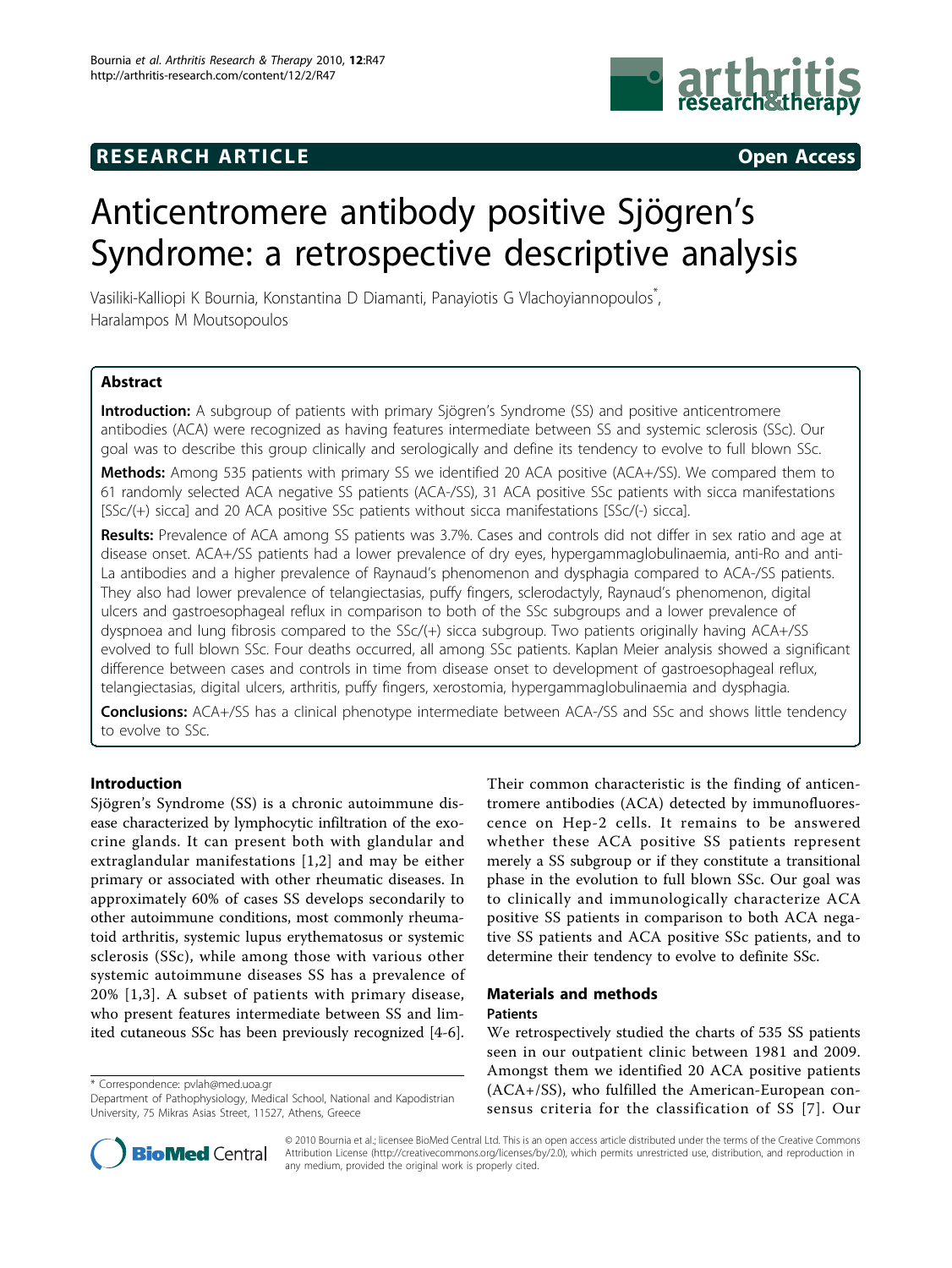# RESEARCH ARTICLE

Open Access

# Anticentromere antibody positive Sjögren's Syndrome: a retrospective descriptive analysis

Vasiliki-Kalliopi K Bournia, Konstantina D Diamanti, Panayiotis G Vlachoyiannopoulos*, Haralampos M Moutsopoulos

## Abstract

**Introduction:** A subgroup of patients with primary Sjögren's Syndrome (SS) and positive anticentromere antibodies (ACA) were recognized as having features intermediate between SS and systemic sclerosis (SSc). Our goal was to describe this group clinically and serologically and define its tendency to evolve to full blown SSc.

**Methods:** Among 535 patients with primary SS we identified 20 ACA positive (ACA+/SS). We compared them to 61 randomly selected ACA negative SS patients (ACA-/SS), 31 ACA positive SSc patients with sicca manifestations [SSc/(+) sicca] and 20 ACA positive SSc patients without sicca manifestations [SSc/(-) sicca].

**Results:** Prevalence of ACA among SS patients was 3.7%. Cases and controls did not differ in sex ratio and age at disease onset. ACA+/SS patients had a lower prevalence of dry eyes, hypergammaglobulinaemia, anti-Ro and anti-La antibodies and a higher prevalence of Raynaud's phenomenon and dysphagia compared to ACA-/SS patients. They also had lower prevalence of telangiectasias, puffy fingers, sclerodactyly, Raynaud's phenomenon, digital ulcers and gastroesophageal reflux in comparison to both of the SSc subgroups and a lower prevalence of dyspnoea and lung fibrosis compared to the SSc/(+) sicca subgroup. Two patients originally having ACA+/SS evolved to full blown SSc. Four deaths occurred, all among SSc patients. Kaplan Meier analysis showed a significant difference between cases and controls in time from disease onset to development of gastroesophageal reflux, telangiectasias, digital ulcers, arthritis, puffy fingers, xerostomia, hypergammaglobulinaemia and dysphagia.

**Conclusions:** ACA+/SS has a clinical phenotype intermediate between ACA-/SS and SSc and shows little tendency to evolve to SSc.

## Introduction

Sjögren's Syndrome (SS) is a chronic autoimmune disease characterized by lymphocytic infiltration of the exocrine glands. It can present both with glandular and extraglandular manifestations [1,2] and may be either primary or associated with other rheumatic diseases. In approximately 60% of cases SS develops secondarily to other autoimmune conditions, most commonly rheumatoid arthritis, systemic lupus erythematosus or systemic sclerosis (SSc), while among those with various other systemic autoimmune diseases SS has a prevalence of 20% [1,3]. A subset of patients with primary disease, who present features intermediate between SS and limited cutaneous SSc has been previously recognized [4-6]. Their common characteristic is the finding of anticentromere antibodies (ACA) detected by immunofluorescence on Hep-2 cells. It remains to be answered whether these ACA positive SS patients represent merely a SS subgroup or if they constitute a transitional phase in the evolution to full blown SSc. Our goal was to clinically and immunologically characterize ACA positive SS patients in comparison to both ACA negative SS patients and ACA positive SSc patients, and to determine their tendency to evolve to definite SSc.

## Materials and methods

### Patients

We retrospectively studied the charts of 535 SS patients seen in our outpatient clinic between 1981 and 2009. Amongst them we identified 20 ACA positive patients (ACA+/SS), who fulfilled the American-European consensus criteria for the classification of SS [7]. Our

* Correspondence: pvlah@med.uoa.gr
Department of Pathophysiology, Medical School, National and Kapodistrian University, 75 Mikras Asias Street, 11527, Athens, Greece

© 2010 Bournia et al.; licensee BioMed Central Ltd. This is an open access article distributed under the terms of the Creative Commons Attribution License (http://creativecommons.org/licenses/by/2.0), which permits unrestricted use, distribution, and reproduction in any medium, provided the original work is properly cited.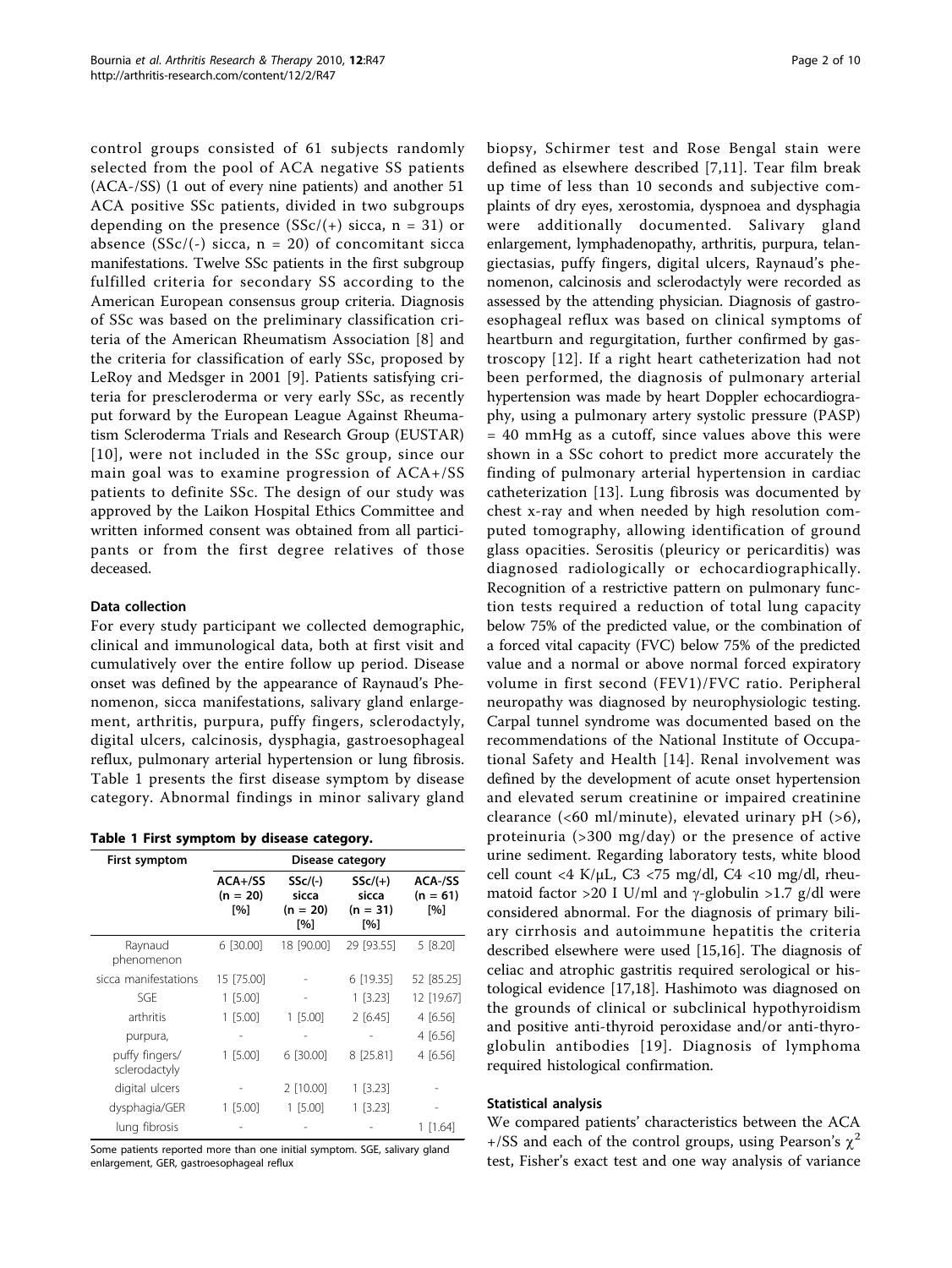control groups consisted of 61 subjects randomly selected from the pool of ACA negative SS patients (ACA-/SS) (1 out of every nine patients) and another 51 ACA positive SSc patients, divided in two subgroups depending on the presence (SSc/(+) sicca, n = 31) or absence (SSc/(-) sicca, n = 20) of concomitant sicca manifestations. Twelve SSc patients in the first subgroup fulfilled criteria for secondary SS according to the American European consensus group criteria. Diagnosis of SSc was based on the preliminary classification criteria of the American Rheumatism Association [8] and the criteria for classification of early SSc, proposed by LeRoy and Medsger in 2001 [9]. Patients satisfying criteria for prescleroderma or very early SSc, as recently put forward by the European League Against Rheumatism Scleroderma Trials and Research Group (EUSTAR) [10], were not included in the SSc group, since our main goal was to examine progression of ACA+/SS patients to definite SSc. The design of our study was approved by the Laikon Hospital Ethics Committee and written informed consent was obtained from all participants or from the first degree relatives of those deceased.

### Data collection

For every study participant we collected demographic, clinical and immunological data, both at first visit and cumulatively over the entire follow up period. Disease onset was defined by the appearance of Raynaud's Phenomenon, sicca manifestations, salivary gland enlargement, arthritis, purpura, puffy fingers, sclerodactyly, digital ulcers, calcinosis, dysphagia, gastroesophageal reflux, pulmonary arterial hypertension or lung fibrosis. Table 1 presents the first disease symptom by disease category. Abnormal findings in minor salivary gland biopsy, Schirmer test and Rose Bengal stain were defined as elsewhere described [7,11]. Tear film break up time of less than 10 seconds and subjective complaints of dry eyes, xerostomia, dyspnoea and dysphagia were additionally documented. Salivary gland enlargement, lymphadenopathy, arthritis, purpura, telangiectasias, puffy fingers, digital ulcers, Raynaud's phenomenon, calcinosis and sclerodactyly were recorded as assessed by the attending physician. Diagnosis of gastroesophageal reflux was based on clinical symptoms of heartburn and regurgitation, further confirmed by gastroscopy [12]. If a right heart catheterization had not been performed, the diagnosis of pulmonary arterial hypertension was made by heart Doppler echocardiography, using a pulmonary artery systolic pressure (PASP) = 40 mmHg as a cutoff, since values above this were shown in a SSc cohort to predict more accurately the finding of pulmonary arterial hypertension in cardiac catheterization [13]. Lung fibrosis was documented by chest x-ray and when needed by high resolution computed tomography, allowing identification of ground glass opacities. Serositis (pleuricy or pericarditis) was diagnosed radiologically or echocardiographically. Recognition of a restrictive pattern on pulmonary function tests required a reduction of total lung capacity below 75% of the predicted value, or the combination of a forced vital capacity (FVC) below 75% of the predicted value and a normal or above normal forced expiratory volume in first second (FEV1)/FVC ratio. Peripheral neuropathy was diagnosed by neurophysiologic testing. Carpal tunnel syndrome was documented based on the recommendations of the National Institute of Occupational Safety and Health [14]. Renal involvement was defined by the development of acute onset hypertension and elevated serum creatinine or impaired creatinine clearance (<60 ml/minute), elevated urinary pH (>6), proteinuria (>300 mg/day) or the presence of active urine sediment. Regarding laboratory tests, white blood cell count <4 K/μL, C3 <75 mg/dl, C4 <10 mg/dl, rheumatoid factor >20 I U/ml and γ-globulin >1.7 g/dl were considered abnormal. For the diagnosis of primary biliary cirrhosis and autoimmune hepatitis the criteria described elsewhere were used [15,16]. The diagnosis of celiac and atrophic gastritis required serological or histological evidence [17,18]. Hashimoto was diagnosed on the grounds of clinical or subclinical hypothyroidism and positive anti-thyroid peroxidase and/or anti-thyroglobulin antibodies [19]. Diagnosis of lymphoma required histological confirmation.

**Table 1 First symptom by disease category.**

| First symptom | Disease category | | | |
|---|---|---|---|---|
| | ACA+/SS (n = 20) [%] | SSc/(-) sicca (n = 20) [%] | SSc/(+) sicca (n = 31) [%] | ACA-/SS (n = 61) [%] |
| Raynaud phenomenon | 6 [30.00] | 18 [90.00] | 29 [93.55] | 5 [8.20] |
| sicca manifestations | 15 [75.00] | - | 6 [19.35] | 52 [85.25] |
| SGE | 1 [5.00] | - | 1 [3.23] | 12 [19.67] |
| arthritis | 1 [5.00] | 1 [5.00] | 2 [6.45] | 4 [6.56] |
| purpura, | - | - | - | 4 [6.56] |
| puffy fingers/ sclerodactyly | 1 [5.00] | 6 [30.00] | 8 [25.81] | 4 [6.56] |
| digital ulcers | - | 2 [10.00] | 1 [3.23] | - |
| dysphagia/GER | 1 [5.00] | 1 [5.00] | 1 [3.23] | - |
| lung fibrosis | - | - | - | 1 [1.64] |

Some patients reported more than one initial symptom. SGE, salivary gland enlargement, GER, gastroesophageal reflux

### Statistical analysis

We compared patients' characteristics between the ACA+/SS and each of the control groups, using Pearson's $\chi^2$ test, Fisher's exact test and one way analysis of variance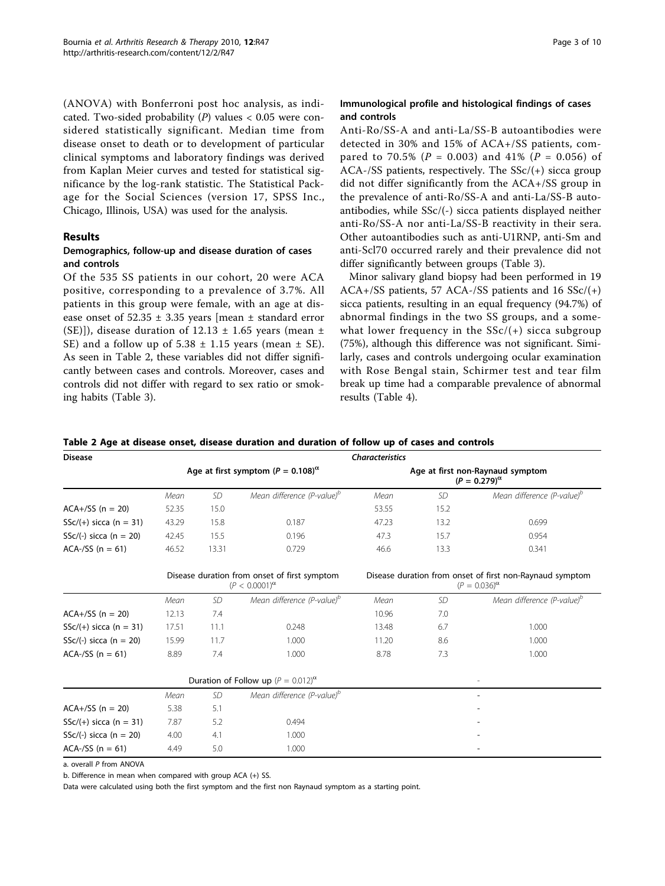(ANOVA) with Bonferroni post hoc analysis, as indicated. Two-sided probability ($P$) values < 0.05 were considered statistically significant. Median time from disease onset to death or to development of particular clinical symptoms and laboratory findings was derived from Kaplan Meier curves and tested for statistical significance by the log-rank statistic. The Statistical Package for the Social Sciences (version 17, SPSS Inc., Chicago, Illinois, USA) was used for the analysis.

## Results

### Demographics, follow-up and disease duration of cases and controls

Of the 535 SS patients in our cohort, 20 were ACA positive, corresponding to a prevalence of 3.7%. All patients in this group were female, with an age at disease onset of 52.35 ± 3.35 years [mean ± standard error (SE)]), disease duration of 12.13 ± 1.65 years (mean ± SE) and a follow up of 5.38 ± 1.15 years (mean ± SE). As seen in Table 2, these variables did not differ significantly between cases and controls. Moreover, cases and controls did not differ with regard to sex ratio or smoking habits (Table 3).

### Immunological profile and histological findings of cases and controls

Anti-Ro/SS-A and anti-La/SS-B autoantibodies were detected in 30% and 15% of ACA+/SS patients, compared to 70.5% ($P$ = 0.003) and 41% ($P$ = 0.056) of ACA-/SS patients, respectively. The SSc/(+) sicca group did not differ significantly from the ACA+/SS group in the prevalence of anti-Ro/SS-A and anti-La/SS-B autoantibodies, while SSc/(-) sicca patients displayed neither anti-Ro/SS-A nor anti-La/SS-B reactivity in their sera. Other autoantibodies such as anti-U1RNP, anti-Sm and anti-Scl70 occurred rarely and their prevalence did not differ significantly between groups (Table 3).

Minor salivary gland biopsy had been performed in 19 ACA+/SS patients, 57 ACA-/SS patients and 16 SSc/(+) sicca patients, resulting in an equal frequency (94.7%) of abnormal findings in the two SS groups, and a somewhat lower frequency in the SSc/(+) sicca subgroup (75%), although this difference was not significant. Similarly, cases and controls undergoing ocular examination with Rose Bengal stain, Schirmer test and tear film break up time had a comparable prevalence of abnormal results (Table 4).

**Table 2 Age at disease onset, disease duration and duration of follow up of cases and controls**

| Disease | Characteristics | | | | | |
|---|---|---|---|---|---|---|
| | Age at first symptom ($P$ = 0.108)[a] | | | Age at first non-Raynaud symptom ($P$ = 0.279)[a] | | |
| | *Mean* | *SD* | *Mean difference (P-value)*[b] | *Mean* | *SD* | *Mean difference (P-value)*[b] |
| ACA+/SS (n = 20) | 52.35 | 15.0 | | 53.55 | 15.2 | |
| SSc/(+) sicca (n = 31) | 43.29 | 15.8 | 0.187 | 47.23 | 13.2 | 0.699 |
| SSc/(-) sicca (n = 20) | 42.45 | 15.5 | 0.196 | 47.3 | 15.7 | 0.954 |
| ACA-/SS (n = 61) | 46.52 | 13.31 | 0.729 | 46.6 | 13.3 | 0.341 |
| | Disease duration from onset of first symptom ($P$ < 0.0001)[a] | | | Disease duration from onset of first non-Raynaud symptom ($P$ = 0.036)[a] | | |
| | *Mean* | *SD* | *Mean difference (P-value)*[b] | *Mean* | *SD* | *Mean difference (P-value)*[b] |
| ACA+/SS (n = 20) | 12.13 | 7.4 | | 10.96 | 7.0 | |
| SSc/(+) sicca (n = 31) | 17.51 | 11.1 | 0.248 | 13.48 | 6.7 | 1.000 |
| SSc/(-) sicca (n = 20) | 15.99 | 11.7 | 1.000 | 11.20 | 8.6 | 1.000 |
| ACA-/SS (n = 61) | 8.89 | 7.4 | 1.000 | 8.78 | 7.3 | 1.000 |
| | Duration of Follow up ($P$ = 0.012)[a] | | | - | | |
| | *Mean* | *SD* | *Mean difference (P-value)*[b] | - | | |
| ACA+/SS (n = 20) | 5.38 | 5.1 | | - | | |
| SSc/(+) sicca (n = 31) | 7.87 | 5.2 | 0.494 | - | | |
| SSc/(-) sicca (n = 20) | 4.00 | 4.1 | 1.000 | - | | |
| ACA-/SS (n = 61) | 4.49 | 5.0 | 1.000 | - | | |

a. overall $P$ from ANOVA

b. Difference in mean when compared with group ACA (+) SS.

Data were calculated using both the first symptom and the first non Raynaud symptom as a starting point.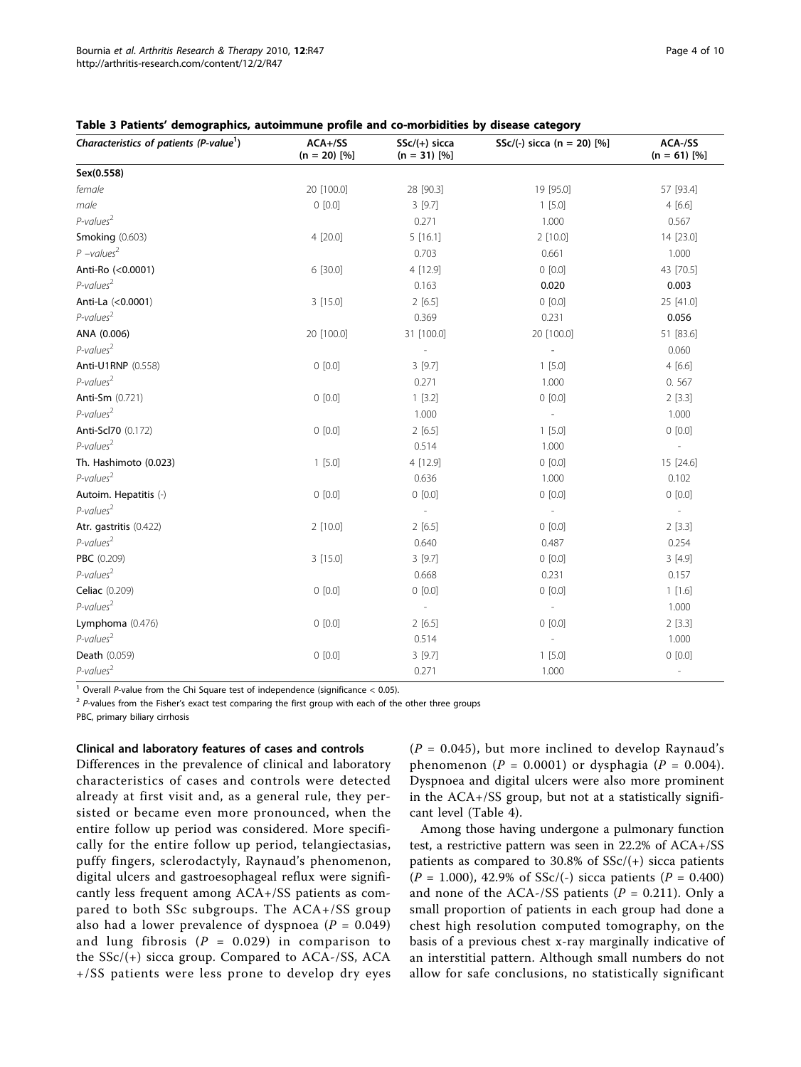**Table 3 Patients' demographics, autoimmune profile and co-morbidities by disease category**

| *Characteristics of patients (P-value[1])* | ACA+/SS (n = 20) [%] | SSc/(+) sicca (n = 31) [%] | SSc/(-) sicca (n = 20) [%] | ACA-/SS (n = 61) [%] |
|---|---|---|---|---|
| **Sex(0.558)** | | | | |
| *female* | 20 [100.0] | 28 [90.3] | 19 [95.0] | 57 [93.4] |
| *male* | 0 [0.0] | 3 [9.7] | 1 [5.0] | 4 [6.6] |
| *P-values[2]* | | 0.271 | 1.000 | 0.567 |
| **Smoking** (0.603) | 4 [20.0] | 5 [16.1] | 2 [10.0] | 14 [23.0] |
| *P -values[2]* | | 0.703 | 0.661 | 1.000 |
| **Anti-Ro** (<0.0001) | 6 [30.0] | 4 [12.9] | 0 [0.0] | 43 [70.5] |
| *P-values[2]* | | 0.163 | **0.020** | **0.003** |
| **Anti-La** (<0.0001) | 3 [15.0] | 2 [6.5] | 0 [0.0] | 25 [41.0] |
| *P-values[2]* | | 0.369 | 0.231 | **0.056** |
| **ANA** (0.006) | 20 [100.0] | 31 [100.0] | 20 [100.0] | 51 [83.6] |
| *P-values[2]* | | - | - | 0.060 |
| **Anti-U1RNP** (0.558) | 0 [0.0] | 3 [9.7] | 1 [5.0] | 4 [6.6] |
| *P-values[2]* | | 0.271 | 1.000 | 0. 567 |
| **Anti-Sm** (0.721) | 0 [0.0] | 1 [3.2] | 0 [0.0] | 2 [3.3] |
| *P-values[2]* | | 1.000 | - | 1.000 |
| **Anti-Scl70** (0.172) | 0 [0.0] | 2 [6.5] | 1 [5.0] | 0 [0.0] |
| *P-values[2]* | | 0.514 | 1.000 | - |
| **Th. Hashimoto** (0.023) | 1 [5.0] | 4 [12.9] | 0 [0.0] | 15 [24.6] |
| *P-values[2]* | | 0.636 | 1.000 | 0.102 |
| **Autoim. Hepatitis** (-) | 0 [0.0] | 0 [0.0] | 0 [0.0] | 0 [0.0] |
| *P-values[2]* | | - | - | - |
| **Atr. gastritis** (0.422) | 2 [10.0] | 2 [6.5] | 0 [0.0] | 2 [3.3] |
| *P-values[2]* | | 0.640 | 0.487 | 0.254 |
| **PBC** (0.209) | 3 [15.0] | 3 [9.7] | 0 [0.0] | 3 [4.9] |
| *P-values[2]* | | 0.668 | 0.231 | 0.157 |
| **Celiac** (0.209) | 0 [0.0] | 0 [0.0] | 0 [0.0] | 1 [1.6] |
| *P-values[2]* | | - | - | 1.000 |
| **Lymphoma** (0.476) | 0 [0.0] | 2 [6.5] | 0 [0.0] | 2 [3.3] |
| *P-values[2]* | | 0.514 | - | 1.000 |
| **Death** (0.059) | 0 [0.0] | 3 [9.7] | 1 [5.0] | 0 [0.0] |
| *P-values[2]* | | 0.271 | 1.000 | - |

[1] Overall *P*-value from the Chi Square test of independence (significance < 0.05).

[2] *P*-values from the Fisher's exact test comparing the first group with each of the other three groups

PBC, primary biliary cirrhosis

#### Clinical and laboratory features of cases and controls

Differences in the prevalence of clinical and laboratory characteristics of cases and controls were detected already at first visit and, as a general rule, they persisted or became even more pronounced, when the entire follow up period was considered. More specifically for the entire follow up period, telangiectasias, puffy fingers, sclerodactyly, Raynaud's phenomenon, digital ulcers and gastroesophageal reflux were significantly less frequent among ACA+/SS patients as compared to both SSc subgroups. The ACA+/SS group also had a lower prevalence of dyspnoea ($P$ = 0.049) and lung fibrosis ($P$ = 0.029) in comparison to the SSc/(+) sicca group. Compared to ACA-/SS, ACA +/SS patients were less prone to develop dry eyes ($P$ = 0.045), but more inclined to develop Raynaud's phenomenon ($P$ = 0.0001) or dysphagia ($P$ = 0.004). Dyspnoea and digital ulcers were also more prominent in the ACA+/SS group, but not at a statistically significant level (Table 4).

Among those having undergone a pulmonary function test, a restrictive pattern was seen in 22.2% of ACA+/SS patients as compared to 30.8% of SSc/(+) sicca patients ($P$ = 1.000), 42.9% of SSc/(-) sicca patients ($P$ = 0.400) and none of the ACA-/SS patients ($P$ = 0.211). Only a small proportion of patients in each group had done a chest high resolution computed tomography, on the basis of a previous chest x-ray marginally indicative of an interstitial pattern. Although small numbers do not allow for safe conclusions, no statistically significant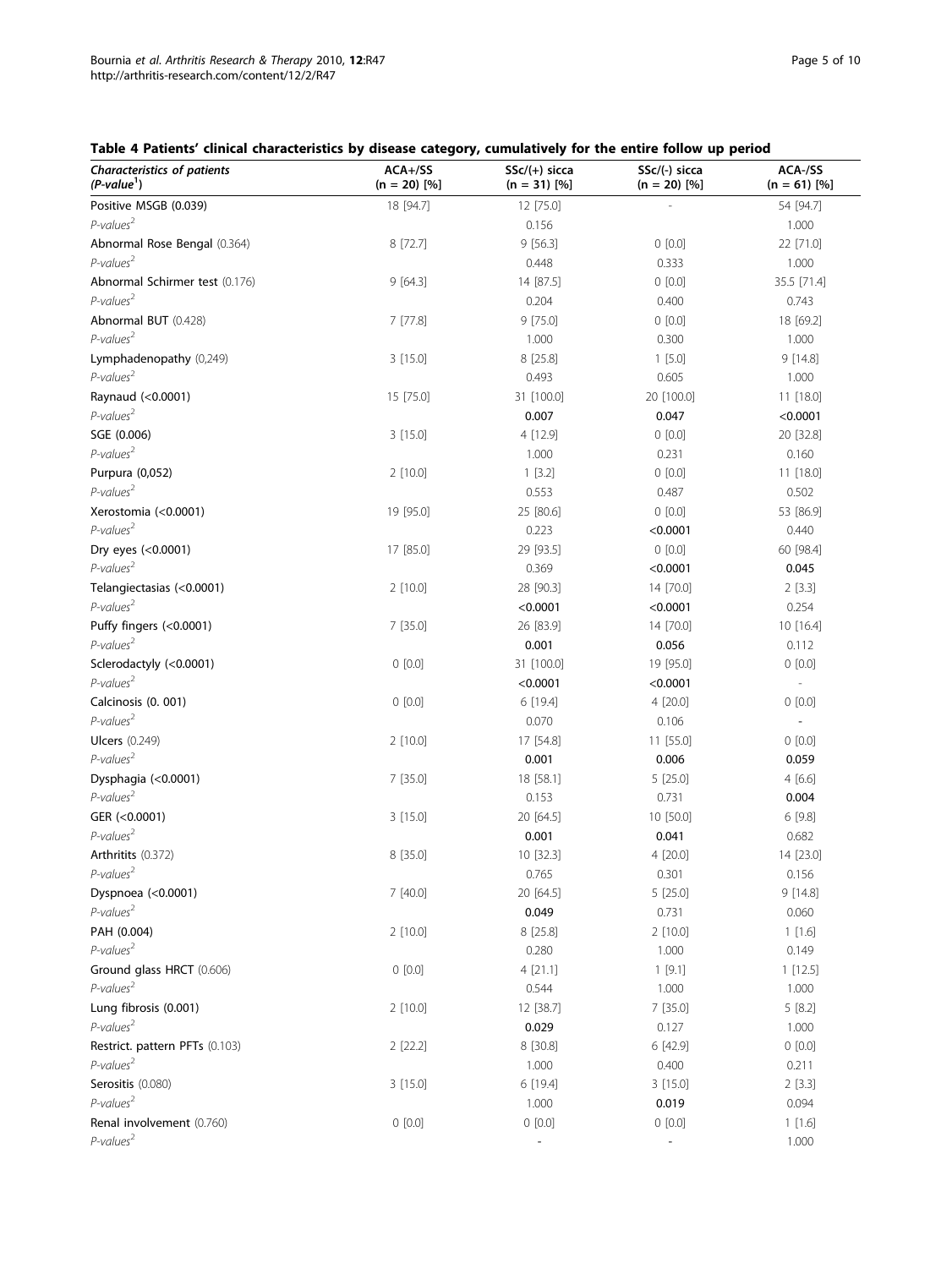**Table 4 Patients' clinical characteristics by disease category, cumulatively for the entire follow up period**

| *Characteristics of patients* (*P-value*[1]) | ACA+/SS (n = 20) [%] | SSc/(+) sicca (n = 31) [%] | SSc/(-) sicca (n = 20) [%] | ACA-/SS (n = 61) [%] |
|---|---|---|---|---|
| Positive MSGB (0.039) | 18 [94.7] | 12 [75.0] | - | 54 [94.7] |
| *P-values*[2] | | 0.156 | | 1.000 |
| Abnormal Rose Bengal (0.364) | 8 [72.7] | 9 [56.3] | 0 [0.0] | 22 [71.0] |
| *P-values*[2] | | 0.448 | 0.333 | 1.000 |
| Abnormal Schirmer test (0.176) | 9 [64.3] | 14 [87.5] | 0 [0.0] | 35.5 [71.4] |
| *P-values*[2] | | 0.204 | 0.400 | 0.743 |
| Abnormal BUT (0.428) | 7 [77.8] | 9 [75.0] | 0 [0.0] | 18 [69.2] |
| *P-values*[2] | | 1.000 | 0.300 | 1.000 |
| Lymphadenopathy (0,249) | 3 [15.0] | 8 [25.8] | 1 [5.0] | 9 [14.8] |
| *P-values*[2] | | 0.493 | 0.605 | 1.000 |
| Raynaud (<0.0001) | 15 [75.0] | 31 [100.0] | 20 [100.0] | 11 [18.0] |
| *P-values*[2] | | **0.007** | **0.047** | **<0.0001** |
| SGE (0.006) | 3 [15.0] | 4 [12.9] | 0 [0.0] | 20 [32.8] |
| *P-values*[2] | | 1.000 | 0.231 | 0.160 |
| Purpura (0,052) | 2 [10.0] | 1 [3.2] | 0 [0.0] | 11 [18.0] |
| *P-values*[2] | | 0.553 | 0.487 | 0.502 |
| Xerostomia (<0.0001) | 19 [95.0] | 25 [80.6] | 0 [0.0] | 53 [86.9] |
| *P-values*[2] | | 0.223 | **<0.0001** | 0.440 |
| Dry eyes (<0.0001) | 17 [85.0] | 29 [93.5] | 0 [0.0] | 60 [98.4] |
| *P-values*[2] | | 0.369 | **<0.0001** | **0.045** |
| Telangiectasias (<0.0001) | 2 [10.0] | 28 [90.3] | 14 [70.0] | 2 [3.3] |
| *P-values*[2] | | **<0.0001** | **<0.0001** | 0.254 |
| Puffy fingers (<0.0001) | 7 [35.0] | 26 [83.9] | 14 [70.0] | 10 [16.4] |
| *P-values*[2] | | **0.001** | **0.056** | 0.112 |
| Sclerodactyly (<0.0001) | 0 [0.0] | 31 [100.0] | 19 [95.0] | 0 [0.0] |
| *P-values*[2] | | **<0.0001** | **<0.0001** | - |
| Calcinosis (0. 001) | 0 [0.0] | 6 [19.4] | 4 [20.0] | 0 [0.0] |
| *P-values*[2] | | 0.070 | 0.106 | - |
| Ulcers (0.249) | 2 [10.0] | 17 [54.8] | 11 [55.0] | 0 [0.0] |
| *P-values*[2] | | **0.001** | **0.006** | **0.059** |
| Dysphagia (<0.0001) | 7 [35.0] | 18 [58.1] | 5 [25.0] | 4 [6.6] |
| *P-values*[2] | | 0.153 | 0.731 | **0.004** |
| GER (<0.0001) | 3 [15.0] | 20 [64.5] | 10 [50.0] | 6 [9.8] |
| *P-values*[2] | | **0.001** | **0.041** | 0.682 |
| Arthritis (0.372) | 8 [35.0] | 10 [32.3] | 4 [20.0] | 14 [23.0] |
| *P-values*[2] | | 0.765 | 0.301 | 0.156 |
| Dyspnoea (<0.0001) | 7 [40.0] | 20 [64.5] | 5 [25.0] | 9 [14.8] |
| *P-values*[2] | | **0.049** | 0.731 | 0.060 |
| PAH (0.004) | 2 [10.0] | 8 [25.8] | 2 [10.0] | 1 [1.6] |
| *P-values*[2] | | 0.280 | 1.000 | 0.149 |
| Ground glass HRCT (0.606) | 0 [0.0] | 4 [21.1] | 1 [9.1] | 1 [12.5] |
| *P-values*[2] | | 0.544 | 1.000 | 1.000 |
| Lung fibrosis (0.001) | 2 [10.0] | 12 [38.7] | 7 [35.0] | 5 [8.2] |
| *P-values*[2] | | **0.029** | 0.127 | 1.000 |
| Restrict. pattern PFTs (0.103) | 2 [22.2] | 8 [30.8] | 6 [42.9] | 0 [0.0] |
| *P-values*[2] | | 1.000 | 0.400 | 0.211 |
| Serositis (0.080) | 3 [15.0] | 6 [19.4] | 3 [15.0] | 2 [3.3] |
| *P-values*[2] | | 1.000 | **0.019** | 0.094 |
| Renal involvement (0.760) | 0 [0.0] | 0 [0.0] | 0 [0.0] | 1 [1.6] |
| *P-values*[2] | | - | - | 1.000 |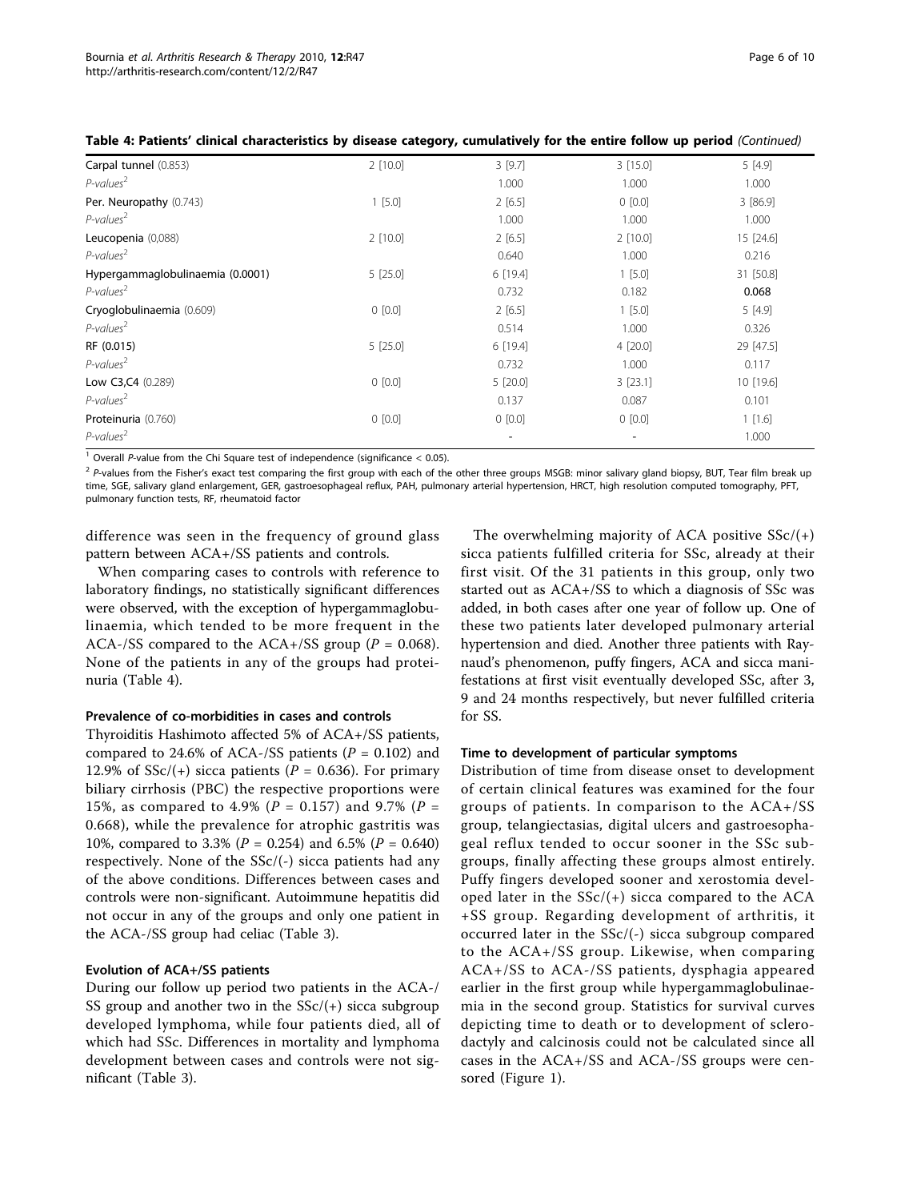**Table 4: Patients' clinical characteristics by disease category, cumulatively for the entire follow up period** *(Continued)*

| | | | | |
|---|---|---|---|---|
| Carpal tunnel (0.853) | 2 [10.0] | 3 [9.7] | 3 [15.0] | 5 [4.9] |
| *P-values*[2] | | 1.000 | 1.000 | 1.000 |
| Per. Neuropathy (0.743) | 1 [5.0] | 2 [6.5] | 0 [0.0] | 3 [86.9] |
| *P-values*[2] | | 1.000 | 1.000 | 1.000 |
| Leucopenia (0,088) | 2 [10.0] | 2 [6.5] | 2 [10.0] | 15 [24.6] |
| *P-values*[2] | | 0.640 | 1.000 | 0.216 |
| Hypergammaglobulinaemia (0.0001) | 5 [25.0] | 6 [19.4] | 1 [5.0] | 31 [50.8] |
| *P-values*[2] | | 0.732 | 0.182 | **0.068** |
| Cryoglobulinaemia (0.609) | 0 [0.0] | 2 [6.5] | 1 [5.0] | 5 [4.9] |
| *P-values*[2] | | 0.514 | 1.000 | 0.326 |
| RF (0.015) | 5 [25.0] | 6 [19.4] | 4 [20.0] | 29 [47.5] |
| *P-values*[2] | | 0.732 | 1.000 | 0.117 |
| Low C3,C4 (0.289) | 0 [0.0] | 5 [20.0] | 3 [23.1] | 10 [19.6] |
| *P-values*[2] | | 0.137 | 0.087 | 0.101 |
| Proteinuria (0.760) | 0 [0.0] | 0 [0.0] | 0 [0.0] | 1 [1.6] |
| *P-values*[2] | | - | - | 1.000 |

[1] Overall *P*-value from the Chi Square test of independence (significance < 0.05).

[2] *P*-values from the Fisher's exact test comparing the first group with each of the other three groups MSGB: minor salivary gland biopsy, BUT, Tear film break up time, SGE, salivary gland enlargement, GER, gastroesophageal reflux, PAH, pulmonary arterial hypertension, HRCT, high resolution computed tomography, PFT, pulmonary function tests, RF, rheumatoid factor

difference was seen in the frequency of ground glass pattern between ACA+/SS patients and controls.

When comparing cases to controls with reference to laboratory findings, no statistically significant differences were observed, with the exception of hypergammaglobulinaemia, which tended to be more frequent in the ACA-/SS compared to the ACA+/SS group ($P = 0.068$). None of the patients in any of the groups had proteinuria (Table 4).

### Prevalence of co-morbidities in cases and controls

Thyroiditis Hashimoto affected 5% of ACA+/SS patients, compared to 24.6% of ACA-/SS patients ($P = 0.102$) and 12.9% of SSc/(+) sicca patients ($P = 0.636$). For primary biliary cirrhosis (PBC) the respective proportions were 15%, as compared to 4.9% ($P = 0.157$) and 9.7% ($P = 0.668$), while the prevalence for atrophic gastritis was 10%, compared to 3.3% ($P = 0.254$) and 6.5% ($P = 0.640$) respectively. None of the SSc/(-) sicca patients had any of the above conditions. Differences between cases and controls were non-significant. Autoimmune hepatitis did not occur in any of the groups and only one patient in the ACA-/SS group had celiac (Table 3).

### Evolution of ACA+/SS patients

During our follow up period two patients in the ACA-/SS group and another two in the SSc/(+) sicca subgroup developed lymphoma, while four patients died, all of which had SSc. Differences in mortality and lymphoma development between cases and controls were not significant (Table 3).

The overwhelming majority of ACA positive SSc/(+) sicca patients fulfilled criteria for SSc, already at their first visit. Of the 31 patients in this group, only two started out as ACA+/SS to which a diagnosis of SSc was added, in both cases after one year of follow up. One of these two patients later developed pulmonary arterial hypertension and died. Another three patients with Raynaud's phenomenon, puffy fingers, ACA and sicca manifestations at first visit eventually developed SSc, after 3, 9 and 24 months respectively, but never fulfilled criteria for SS.

### Time to development of particular symptoms

Distribution of time from disease onset to development of certain clinical features was examined for the four groups of patients. In comparison to the ACA+/SS group, telangiectasias, digital ulcers and gastroesophageal reflux tended to occur sooner in the SSc subgroups, finally affecting these groups almost entirely. Puffy fingers developed sooner and xerostomia developed later in the SSc/(+) sicca compared to the ACA +SS group. Regarding development of arthritis, it occurred later in the SSc/(-) sicca subgroup compared to the ACA+/SS group. Likewise, when comparing ACA+/SS to ACA-/SS patients, dysphagia appeared earlier in the first group while hypergammaglobulinaemia in the second group. Statistics for survival curves depicting time to death or to development of sclerodactyly and calcinosis could not be calculated since all cases in the ACA+/SS and ACA-/SS groups were censored (Figure 1).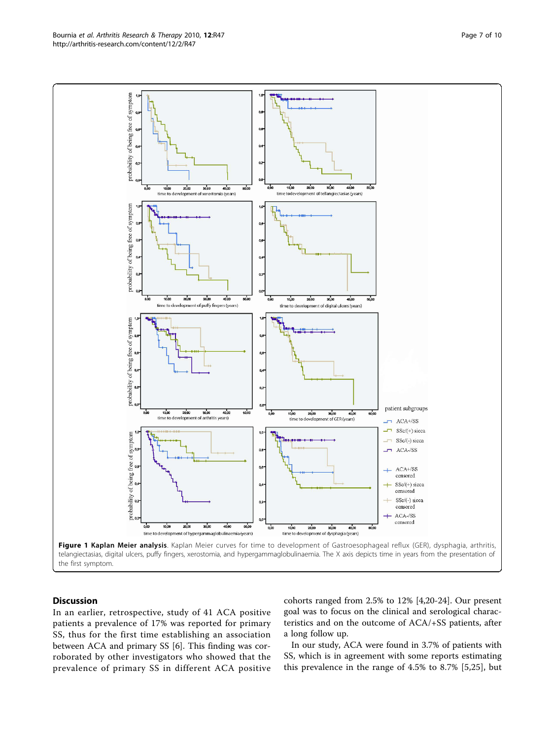**Figure 1 Kaplan Meier analysis**. Kaplan Meier curves for time to development of Gastroesophageal reflux (GER), dysphagia, arthritis, telangiectasias, digital ulcers, puffy fingers, xerostomia, and hypergammaglobulinaemia. The X axis depicts time in years from the presentation of the first symptom.

## Discussion

In an earlier, retrospective, study of 41 ACA positive patients a prevalence of 17% was reported for primary SS, thus for the first time establishing an association between ACA and primary SS [6]. This finding was corroborated by other investigators who showed that the prevalence of primary SS in different ACA positive cohorts ranged from 2.5% to 12% [4,20-24]. Our present goal was to focus on the clinical and serological characteristics and on the outcome of ACA/+SS patients, after a long follow up.

In our study, ACA were found in 3.7% of patients with SS, which is in agreement with some reports estimating this prevalence in the range of 4.5% to 8.7% [5,25], but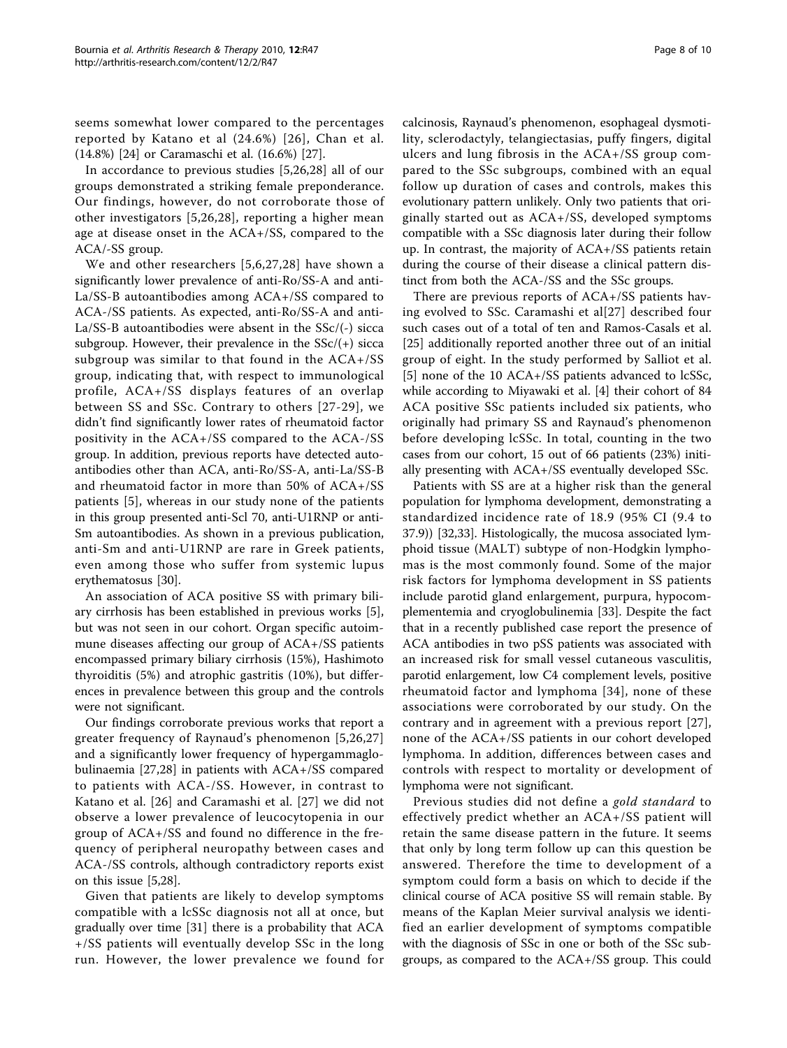seems somewhat lower compared to the percentages reported by Katano et al (24.6%) [26], Chan et al. (14.8%) [24] or Caramaschi et al. (16.6%) [27].

In accordance to previous studies [5,26,28] all of our groups demonstrated a striking female preponderance. Our findings, however, do not corroborate those of other investigators [5,26,28], reporting a higher mean age at disease onset in the ACA+/SS, compared to the ACA/-SS group.

We and other researchers [5,6,27,28] have shown a significantly lower prevalence of anti-Ro/SS-A and anti-La/SS-B autoantibodies among ACA+/SS compared to ACA-/SS patients. As expected, anti-Ro/SS-A and anti-La/SS-B autoantibodies were absent in the SSc/(-) sicca subgroup. However, their prevalence in the SSc/(+) sicca subgroup was similar to that found in the ACA+/SS group, indicating that, with respect to immunological profile, ACA+/SS displays features of an overlap between SS and SSc. Contrary to others [27-29], we didn't find significantly lower rates of rheumatoid factor positivity in the ACA+/SS compared to the ACA-/SS group. In addition, previous reports have detected autoantibodies other than ACA, anti-Ro/SS-A, anti-La/SS-B and rheumatoid factor in more than 50% of ACA+/SS patients [5], whereas in our study none of the patients in this group presented anti-Scl 70, anti-U1RNP or anti-Sm autoantibodies. As shown in a previous publication, anti-Sm and anti-U1RNP are rare in Greek patients, even among those who suffer from systemic lupus erythematosus [30].

An association of ACA positive SS with primary biliary cirrhosis has been established in previous works [5], but was not seen in our cohort. Organ specific autoimmune diseases affecting our group of ACA+/SS patients encompassed primary biliary cirrhosis (15%), Hashimoto thyroiditis (5%) and atrophic gastritis (10%), but differences in prevalence between this group and the controls were not significant.

Our findings corroborate previous works that report a greater frequency of Raynaud's phenomenon [5,26,27] and a significantly lower frequency of hypergammaglobulinaemia [27,28] in patients with ACA+/SS compared to patients with ACA-/SS. However, in contrast to Katano et al. [26] and Caramashi et al. [27] we did not observe a lower prevalence of leucocytopenia in our group of ACA+/SS and found no difference in the frequency of peripheral neuropathy between cases and ACA-/SS controls, although contradictory reports exist on this issue [5,28].

Given that patients are likely to develop symptoms compatible with a lcSSc diagnosis not all at once, but gradually over time [31] there is a probability that ACA+/SS patients will eventually develop SSc in the long run. However, the lower prevalence we found for calcinosis, Raynaud's phenomenon, esophageal dysmotility, sclerodactyly, telangiectasias, puffy fingers, digital ulcers and lung fibrosis in the ACA+/SS group compared to the SSc subgroups, combined with an equal follow up duration of cases and controls, makes this evolutionary pattern unlikely. Only two patients that originally started out as ACA+/SS, developed symptoms compatible with a SSc diagnosis later during their follow up. In contrast, the majority of ACA+/SS patients retain during the course of their disease a clinical pattern distinct from both the ACA-/SS and the SSc groups.

There are previous reports of ACA+/SS patients having evolved to SSc. Caramashi et al[27] described four such cases out of a total of ten and Ramos-Casals et al. [25] additionally reported another three out of an initial group of eight. In the study performed by Salliot et al. [5] none of the 10 ACA+/SS patients advanced to lcSSc, while according to Miyawaki et al. [4] their cohort of 84 ACA positive SSc patients included six patients, who originally had primary SS and Raynaud's phenomenon before developing lcSSc. In total, counting in the two cases from our cohort, 15 out of 66 patients (23%) initially presenting with ACA+/SS eventually developed SSc.

Patients with SS are at a higher risk than the general population for lymphoma development, demonstrating a standardized incidence rate of 18.9 (95% CI (9.4 to 37.9)) [32,33]. Histologically, the mucosa associated lymphoid tissue (MALT) subtype of non-Hodgkin lymphomas is the most commonly found. Some of the major risk factors for lymphoma development in SS patients include parotid gland enlargement, purpura, hypocomplementemia and cryoglobulinemia [33]. Despite the fact that in a recently published case report the presence of ACA antibodies in two pSS patients was associated with an increased risk for small vessel cutaneous vasculitis, parotid enlargement, low C4 complement levels, positive rheumatoid factor and lymphoma [34], none of these associations were corroborated by our study. On the contrary and in agreement with a previous report [27], none of the ACA+/SS patients in our cohort developed lymphoma. In addition, differences between cases and controls with respect to mortality or development of lymphoma were not significant.

Previous studies did not define a *gold standard* to effectively predict whether an ACA+/SS patient will retain the same disease pattern in the future. It seems that only by long term follow up can this question be answered. Therefore the time to development of a symptom could form a basis on which to decide if the clinical course of ACA positive SS will remain stable. By means of the Kaplan Meier survival analysis we identified an earlier development of symptoms compatible with the diagnosis of SSc in one or both of the SSc subgroups, as compared to the ACA+/SS group. This could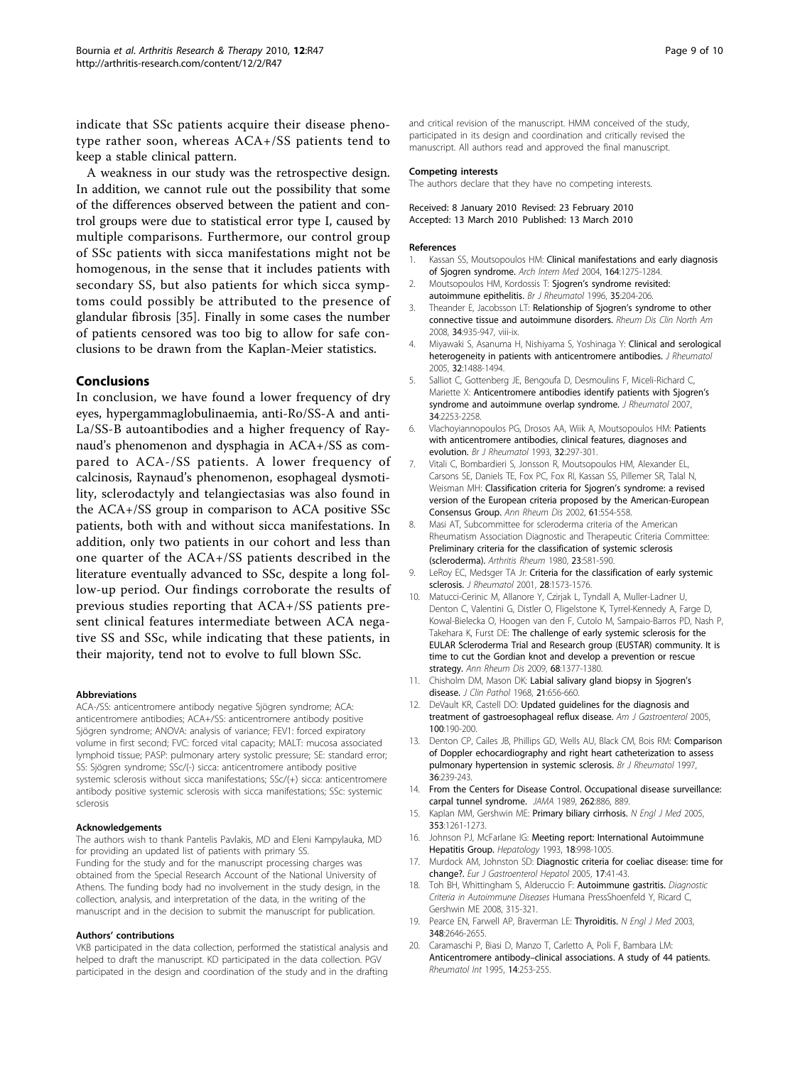indicate that SSc patients acquire their disease phenotype rather soon, whereas ACA+/SS patients tend to keep a stable clinical pattern.

A weakness in our study was the retrospective design. In addition, we cannot rule out the possibility that some of the differences observed between the patient and control groups were due to statistical error type I, caused by multiple comparisons. Furthermore, our control group of SSc patients with sicca manifestations might not be homogenous, in the sense that it includes patients with secondary SS, but also patients for which sicca symptoms could possibly be attributed to the presence of glandular fibrosis [35]. Finally in some cases the number of patients censored was too big to allow for safe conclusions to be drawn from the Kaplan-Meier statistics.

## Conclusions

In conclusion, we have found a lower frequency of dry eyes, hypergammaglobulinaemia, anti-Ro/SS-A and anti-La/SS-B autoantibodies and a higher frequency of Raynaud's phenomenon and dysphagia in ACA+/SS as compared to ACA-/SS patients. A lower frequency of calcinosis, Raynaud's phenomenon, esophageal dysmotility, sclerodactyly and telangiectasias was also found in the ACA+/SS group in comparison to ACA positive SSc patients, both with and without sicca manifestations. In addition, only two patients in our cohort and less than one quarter of the ACA+/SS patients described in the literature eventually advanced to SSc, despite a long follow-up period. Our findings corroborate the results of previous studies reporting that ACA+/SS patients present clinical features intermediate between ACA negative SS and SSc, while indicating that these patients, in their majority, tend not to evolve to full blown SSc.

#### Abbreviations

ACA-/SS: anticentromere antibody negative Sjögren syndrome; ACA: anticentromere antibodies; ACA+/SS: anticentromere antibody positive Sjögren syndrome; ANOVA: analysis of variance; FEV1: forced expiratory volume in first second; FVC: forced vital capacity; MALT: mucosa associated lymphoid tissue; PASP: pulmonary artery systolic pressure; SE: standard error; SS: Sjögren syndrome; SSc/(-) sicca: anticentromere antibody positive systemic sclerosis without sicca manifestations; SSc/(+) sicca: anticentromere antibody positive systemic sclerosis with sicca manifestations; SSc: systemic sclerosis

#### Acknowledgements

The authors wish to thank Pantelis Pavlakis, MD and Eleni Kampylauka, MD for providing an updated list of patients with primary SS.
Funding for the study and for the manuscript processing charges was obtained from the Special Research Account of the National University of Athens. The funding body had no involvement in the study design, in the collection, analysis, and interpretation of the data, in the writing of the manuscript and in the decision to submit the manuscript for publication.

#### Authors' contributions

VKB participated in the data collection, performed the statistical analysis and helped to draft the manuscript. KD participated in the data collection. PGV participated in the design and coordination of the study and in the drafting and critical revision of the manuscript. HMM conceived of the study, participated in its design and coordination and critically revised the manuscript. All authors read and approved the final manuscript.

#### Competing interests

The authors declare that they have no competing interests.

Received: 8 January 2010 Revised: 23 February 2010
Accepted: 13 March 2010 Published: 13 March 2010

#### References

1. Kassan SS, Moutsopoulos HM: **Clinical manifestations and early diagnosis of Sjogren syndrome.** *Arch Intern Med* 2004, **164**:1275-1284.
2. Moutsopoulos HM, Kordossis T: **Sjogren's syndrome revisited: autoimmune epithelitis.** *Br J Rheumatol* 1996, **35**:204-206.
3. Theander E, Jacobsson LT: **Relationship of Sjogren's syndrome to other connective tissue and autoimmune disorders.** *Rheum Dis Clin North Am* 2008, **34**:935-947, viii-ix.
4. Miyawaki S, Asanuma H, Nishiyama S, Yoshinaga Y: **Clinical and serological heterogeneity in patients with anticentromere antibodies.** *J Rheumatol* 2005, **32**:1488-1494.
5. Salliot C, Gottenberg JE, Bengoufa D, Desmoulins F, Miceli-Richard C, Mariette X: **Anticentromere antibodies identify patients with Sjogren's syndrome and autoimmune overlap syndrome.** *J Rheumatol* 2007, **34**:2253-2258.
6. Vlachoyiannopoulos PG, Drosos AA, Wiik A, Moutsopoulos HM: **Patients with anticentromere antibodies, clinical features, diagnoses and evolution.** *Br J Rheumatol* 1993, **32**:297-301.
7. Vitali C, Bombardieri S, Jonsson R, Moutsopoulos HM, Alexander EL, Carsons SE, Daniels TE, Fox PC, Fox RI, Kassan SS, Pillemer SR, Talal N, Weisman MH: **Classification criteria for Sjogren's syndrome: a revised version of the European criteria proposed by the American-European Consensus Group.** *Ann Rheum Dis* 2002, **61**:554-558.
8. Masi AT, Subcommittee for scleroderma criteria of the American Rheumatism Association Diagnostic and Therapeutic Criteria Committee: **Preliminary criteria for the classification of systemic sclerosis (scleroderma).** *Arthritis Rheum* 1980, **23**:581-590.
9. LeRoy EC, Medsger TA Jr: **Criteria for the classification of early systemic sclerosis.** *J Rheumatol* 2001, **28**:1573-1576.
10. Matucci-Cerinic M, Allanore Y, Czirjak L, Tyndall A, Muller-Ladner U, Denton C, Valentini G, Distler O, Fligelstone K, Tyrrel-Kennedy A, Farge D, Kowal-Bielecka O, Hoogen van den F, Cutolo M, Sampaio-Barros PD, Nash P, Takehara K, Furst DE: **The challenge of early systemic sclerosis for the EULAR Scleroderma Trial and Research group (EUSTAR) community. It is time to cut the Gordian knot and develop a prevention or rescue strategy.** *Ann Rheum Dis* 2009, **68**:1377-1380.
11. Chisholm DM, Mason DK: **Labial salivary gland biopsy in Sjogren's disease.** *J Clin Pathol* 1968, **21**:656-660.
12. DeVault KR, Castell DO: **Updated guidelines for the diagnosis and treatment of gastroesophageal reflux disease.** *Am J Gastroenterol* 2005, **100**:190-200.
13. Denton CP, Cailes JB, Phillips GD, Wells AU, Black CM, Bois RM: **Comparison of Doppler echocardiography and right heart catheterization to assess pulmonary hypertension in systemic sclerosis.** *Br J Rheumatol* 1997, **36**:239-243.
14. **From the Centers for Disease Control. Occupational disease surveillance: carpal tunnel syndrome.** *JAMA* 1989, **262**:886, 889.
15. Kaplan MM, Gershwin ME: **Primary biliary cirrhosis.** *N Engl J Med* 2005, **353**:1261-1273.
16. Johnson PJ, McFarlane IG: **Meeting report: International Autoimmune Hepatitis Group.** *Hepatology* 1993, **18**:998-1005.
17. Murdock AM, Johnston SD: **Diagnostic criteria for coeliac disease: time for change?.** *Eur J Gastroenterol Hepatol* 2005, **17**:41-43.
18. Toh BH, Whittingham S, Alderuccio F: **Autoimmune gastritis.** *Diagnostic Criteria in Autoimmune Diseases* Humana PressShoenfeld Y, Ricard C, Gershwin ME 2008, 315-321.
19. Pearce EN, Farwell AP, Braverman LE: **Thyroiditis.** *N Engl J Med* 2003, **348**:2646-2655.
20. Caramaschi P, Biasi D, Manzo T, Carletto A, Poli F, Bambara LM: **Anticentromere antibody–clinical associations. A study of 44 patients.** *Rheumatol Int* 1995, **14**:253-255.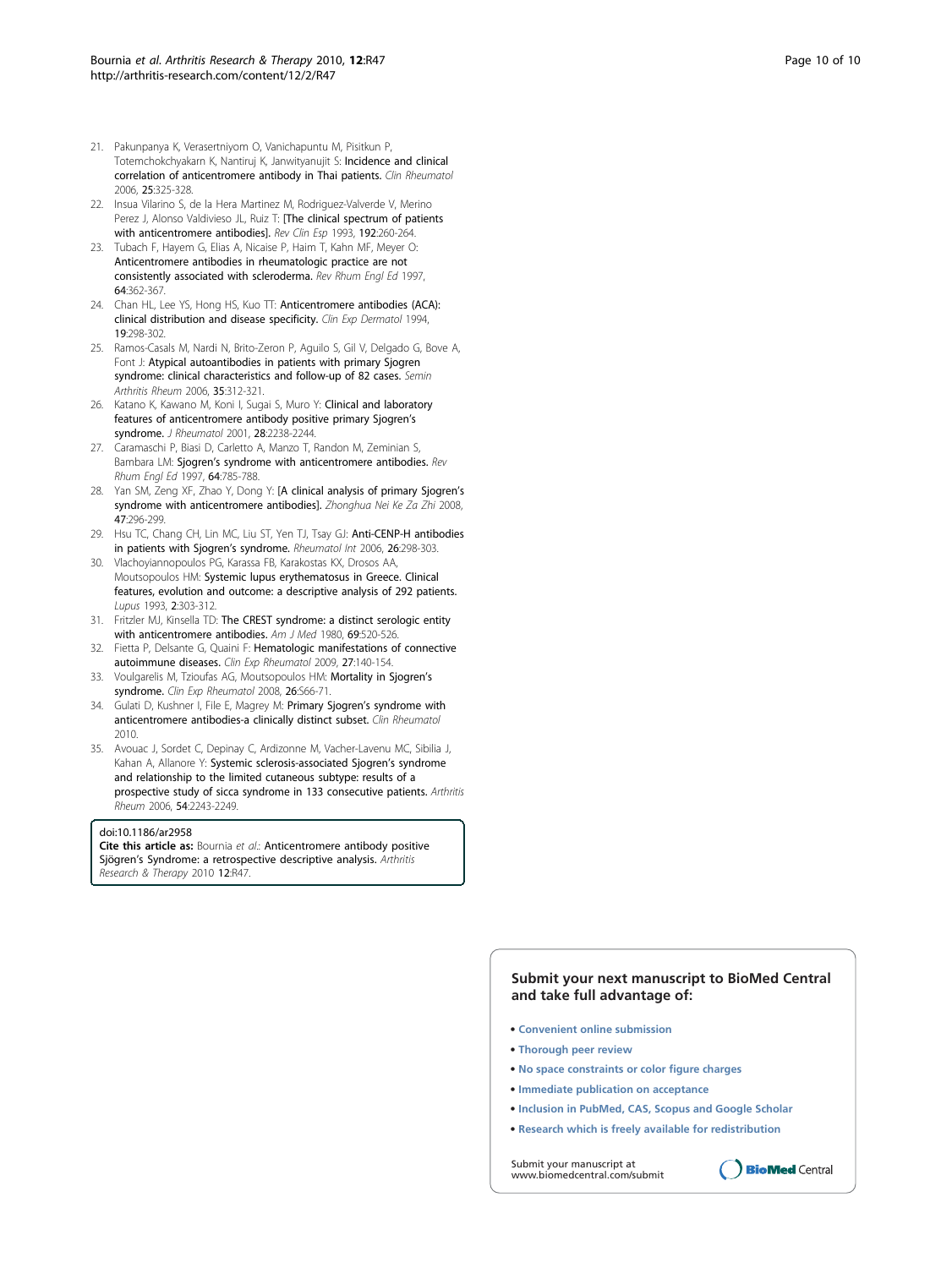21. Pakunpanya K, Verasertniyom O, Vanichapuntu M, Pisitkun P, Totemchokchyakarn K, Nantiruj K, Janwityanujit S: Incidence and clinical correlation of anticentromere antibody in Thai patients. *Clin Rheumatol* 2006, **25**:325-328.
22. Insua Vilarino S, de la Hera Martinez M, Rodriguez-Valverde V, Merino Perez J, Alonso Valdivieso JL, Ruiz T: [The clinical spectrum of patients with anticentromere antibodies]. *Rev Clin Esp* 1993, **192**:260-264.
23. Tubach F, Hayem G, Elias A, Nicaise P, Haim T, Kahn MF, Meyer O: Anticentromere antibodies in rheumatologic practice are not consistently associated with scleroderma. *Rev Rhum Engl Ed* 1997, **64**:362-367.
24. Chan HL, Lee YS, Hong HS, Kuo TT: Anticentromere antibodies (ACA): clinical distribution and disease specificity. *Clin Exp Dermatol* 1994, **19**:298-302.
25. Ramos-Casals M, Nardi N, Brito-Zeron P, Aguilo S, Gil V, Delgado G, Bove A, Font J: Atypical autoantibodies in patients with primary Sjogren syndrome: clinical characteristics and follow-up of 82 cases. *Semin Arthritis Rheum* 2006, **35**:312-321.
26. Katano K, Kawano M, Koni I, Sugai S, Muro Y: Clinical and laboratory features of anticentromere antibody positive primary Sjogren's syndrome. *J Rheumatol* 2001, **28**:2238-2244.
27. Caramaschi P, Biasi D, Carletto A, Manzo T, Randon M, Zeminian S, Bambara LM: Sjogren's syndrome with anticentromere antibodies. *Rev Rhum Engl Ed* 1997, **64**:785-788.
28. Yan SM, Zeng XF, Zhao Y, Dong Y: [A clinical analysis of primary Sjogren's syndrome with anticentromere antibodies]. *Zhonghua Nei Ke Za Zhi* 2008, **47**:296-299.
29. Hsu TC, Chang CH, Lin MC, Liu ST, Yen TJ, Tsay GJ: Anti-CENP-H antibodies in patients with Sjogren's syndrome. *Rheumatol Int* 2006, **26**:298-303.
30. Vlachoyiannopoulos PG, Karassa FB, Karakostas KX, Drosos AA, Moutsopoulos HM: Systemic lupus erythematosus in Greece. Clinical features, evolution and outcome: a descriptive analysis of 292 patients. *Lupus* 1993, **2**:303-312.
31. Fritzler MJ, Kinsella TD: The CREST syndrome: a distinct serologic entity with anticentromere antibodies. *Am J Med* 1980, **69**:520-526.
32. Fietta P, Delsante G, Quaini F: Hematologic manifestations of connective autoimmune diseases. *Clin Exp Rheumatol* 2009, **27**:140-154.
33. Voulgarelis M, Tzioufas AG, Moutsopoulos HM: Mortality in Sjogren's syndrome. *Clin Exp Rheumatol* 2008, **26**:S66-71.
34. Gulati D, Kushner I, File E, Magrey M: Primary Sjogren's syndrome with anticentromere antibodies-a clinically distinct subset. *Clin Rheumatol* 2010.
35. Avouac J, Sordet C, Depinay C, Ardizonne M, Vacher-Lavenu MC, Sibilia J, Kahan A, Allanore Y: Systemic sclerosis-associated Sjogren's syndrome and relationship to the limited cutaneous subtype: results of a prospective study of sicca syndrome in 133 consecutive patients. *Arthritis Rheum* 2006, **54**:2243-2249.

doi:10.1186/ar2958
**Cite this article as:** Bournia *et al.*: Anticentromere antibody positive Sjögren's Syndrome: a retrospective descriptive analysis. *Arthritis Research & Therapy* 2010 **12**:R47.

**Submit your next manuscript to BioMed Central and take full advantage of:**

- Convenient online submission
- Thorough peer review
- No space constraints or color figure charges
- Immediate publication on acceptance
- Inclusion in PubMed, CAS, Scopus and Google Scholar
- Research which is freely available for redistribution

Submit your manuscript at
www.biomedcentral.com/submit

BioMed Central